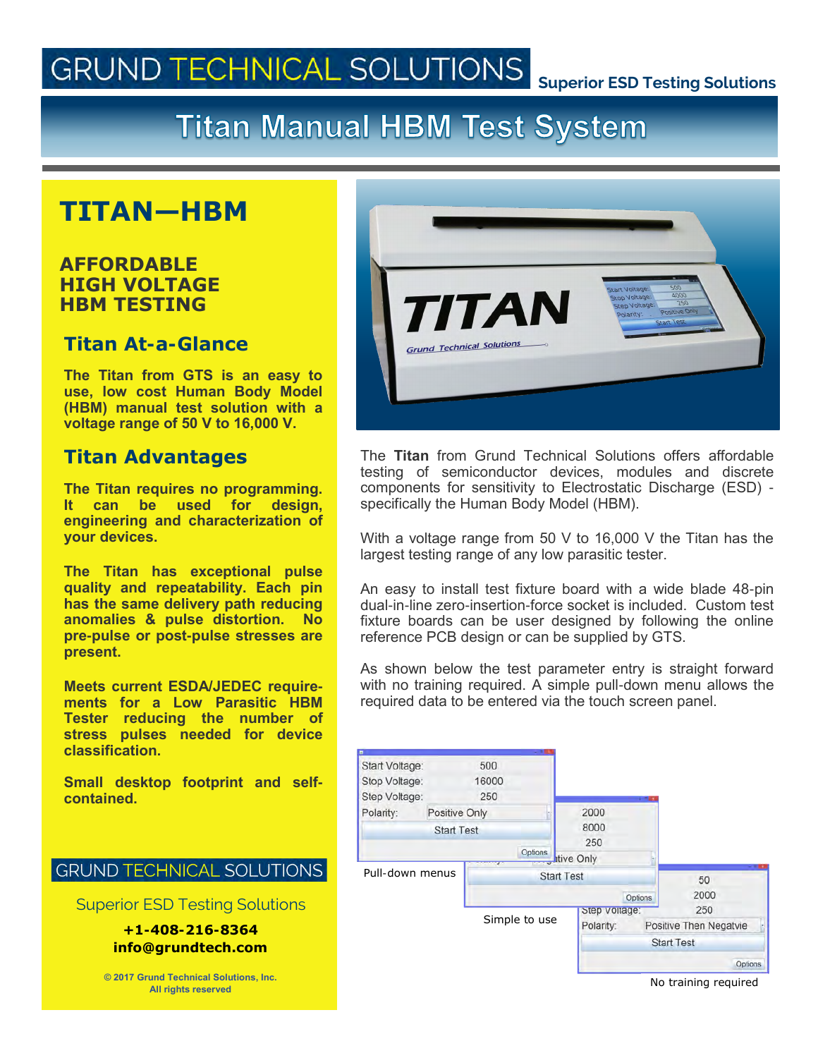# GRUND TECHNICAL SOLUTIONS

**Superior ESD Testing Solutions**

# Titan Manual HBM Test System

## TITAN—HBM

### AFFORDABLE HIGH VOLTAGE HBM TESTING

### Titan At-a-Glance

**The Titan from GTS is an easy to use, low cost Human Body Model (HBM) manual test solution with a voltage range of 50 V to 16,000 V.**

### Titan Advantages

**The Titan requires no programming. It can be used for design, engineering and characterization of your devices.**

**The Titan has exceptional pulse quality and repeatability. Each pin has the same delivery path reducing anomalies & pulse distortion. No pre-pulse or post-pulse stresses are present.**

**Meets current ESDA/JEDEC requirements for a Low Parasitic HBM Tester reducing the number of stress pulses needed for device classification.**

**Small desktop footprint and self-contained.**

The **Titan** from Grund Technical Solutions offers affordable testing of semiconductor devices, modules and discrete components for sensitivity to Electrostatic Discharge (ESD) - specifically the Human Body Model (HBM).

With a voltage range from 50 V to 16,000 V the Titan has the largest testing range of any low parasitic tester.

An easy to install test fixture board with a wide blade 48-pin dual-in-line zero-insertion-force socket is included. Custom test fixture boards can be user designed by following the online reference PCB design or can be supplied by GTS.

As shown below the test parameter entry is straight forward with no training required. A simple pull-down menu allows the required data to be entered via the touch screen panel.

Start Voltage: 500
Stop Voltage: 16000
Step Voltage: 250
Polarity: Positive Only
Start Test
Options

Pull-down menus

2000
8000
250
...ative Only
Start Test
Options

Simple to use

50
2000
Step Voltage: 250
Polarity: Positive Then Negatvie
Start Test
Options

No training required

GRUND TECHNICAL SOLUTIONS

Superior ESD Testing Solutions

**+1-408-216-8364**
**info@grundtech.com**

© 2017 Grund Technical Solutions, Inc.
All rights reserved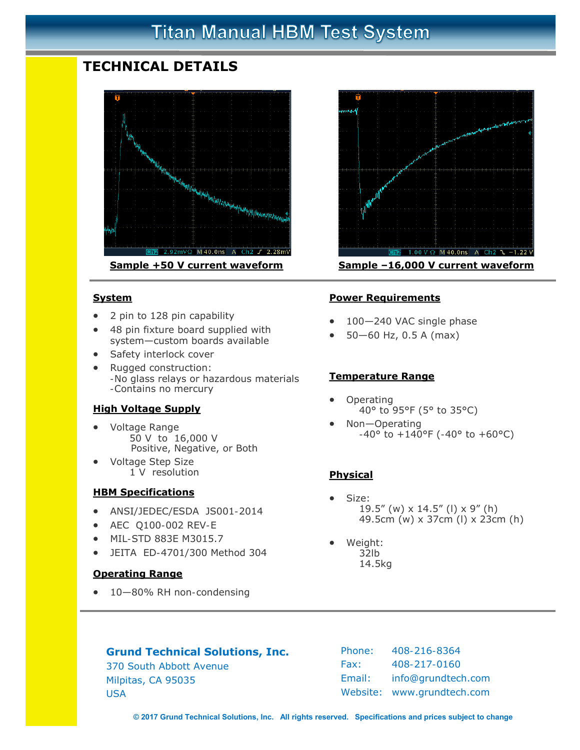# Titan Manual HBM Test System

## TECHNICAL DETAILS

Ch2 2.92mVΩ M 40.0ns A Ch2 ∫ 2.28mV

**Sample +50 V current waveform**

Ch2 1.00 V Ω M 40.0ns A Ch2 ∖ −1.22 V

**Sample –16,000 V current waveform**

### System

- 2 pin to 128 pin capability
- 48 pin fixture board supplied with system—custom boards available
- Safety interlock cover
- Rugged construction:
  -No glass relays or hazardous materials
  -Contains no mercury

### High Voltage Supply

- Voltage Range
  50 V to 16,000 V
  Positive, Negative, or Both
- Voltage Step Size
  1 V resolution

### HBM Specifications

- ANSI/JEDEC/ESDA JS001-2014
- AEC Q100-002 REV-E
- MIL-STD 883E M3015.7
- JEITA ED-4701/300 Method 304

### Operating Range

- 10—80% RH non-condensing

### Power Requirements

- 100—240 VAC single phase
- 50—60 Hz, 0.5 A (max)

### Temperature Range

- Operating
  40° to 95°F (5° to 35°C)
- Non—Operating
  -40° to +140°F (-40° to +60°C)

### Physical

- Size:
  19.5" (w) x 14.5" (l) x 9" (h)
  49.5cm (w) x 37cm (l) x 23cm (h)
- Weight:
  32lb
  14.5kg

**Grund Technical Solutions, Inc.**
370 South Abbott Avenue
Milpitas, CA 95035
USA

Phone: 408-216-8364
Fax: 408-217-0160
Email: info@grundtech.com
Website: www.grundtech.com

**© 2017 Grund Technical Solutions, Inc. All rights reserved. Specifications and prices subject to change**